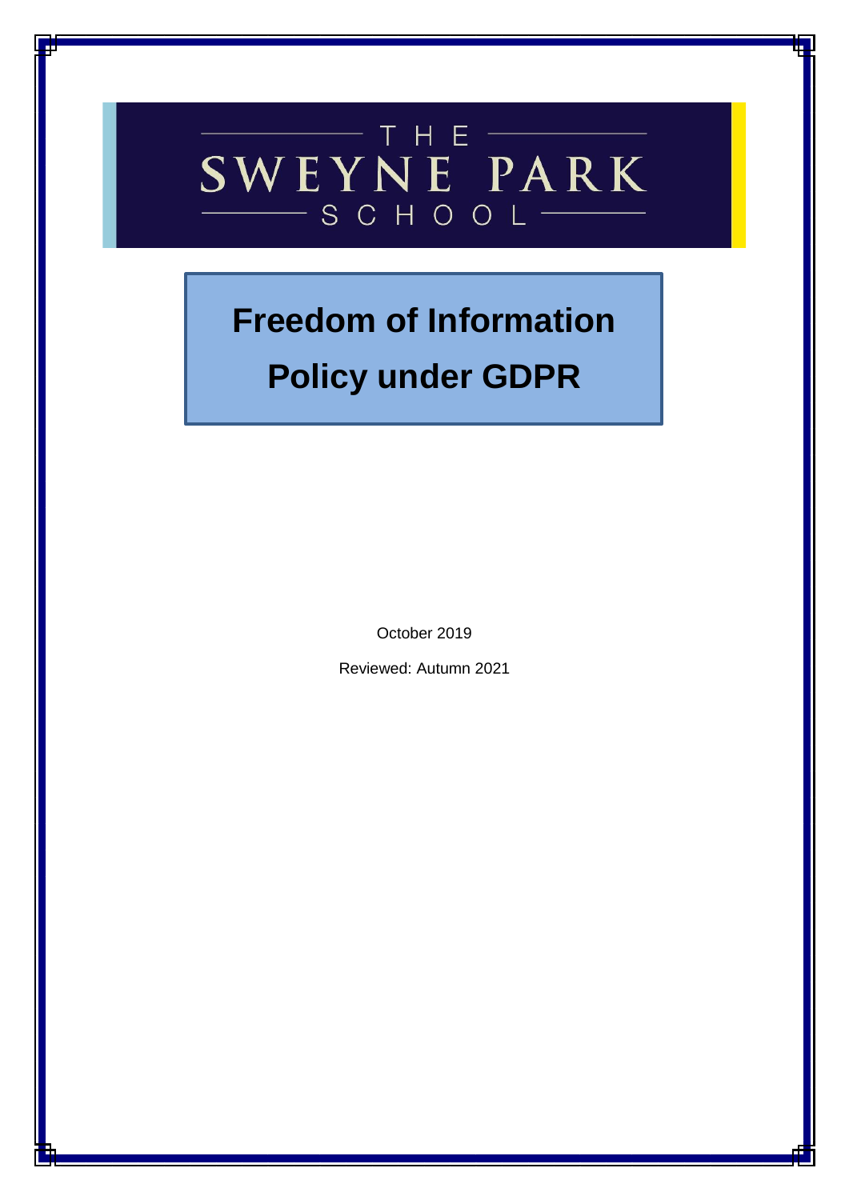THE SWEYNE PARK SCHOOL

# Freedom of Information Policy under GDPR

October 2019

Reviewed: Autumn 2021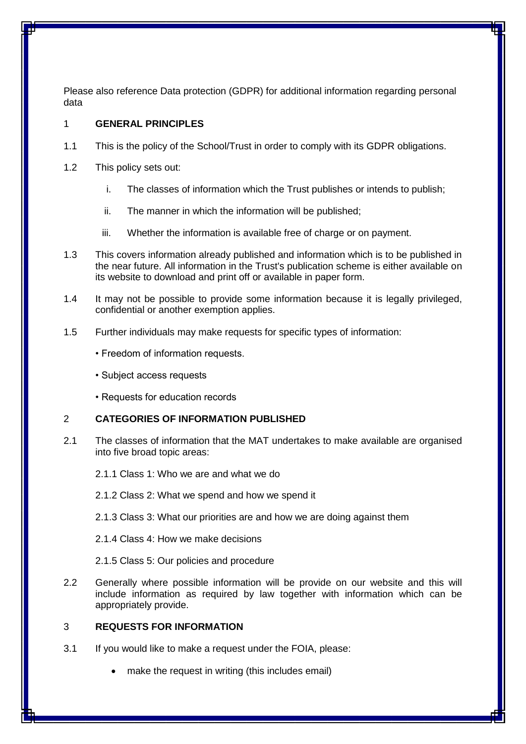Please also reference Data protection (GDPR) for additional information regarding personal data

## 1 GENERAL PRINCIPLES

1.1 This is the policy of the School/Trust in order to comply with its GDPR obligations.

1.2 This policy sets out:

i. The classes of information which the Trust publishes or intends to publish;

ii. The manner in which the information will be published;

iii. Whether the information is available free of charge or on payment.

1.3 This covers information already published and information which is to be published in the near future. All information in the Trust's publication scheme is either available on its website to download and print off or available in paper form.

1.4 It may not be possible to provide some information because it is legally privileged, confidential or another exemption applies.

1.5 Further individuals may make requests for specific types of information:

- Freedom of information requests.
- Subject access requests
- Requests for education records

## 2 CATEGORIES OF INFORMATION PUBLISHED

2.1 The classes of information that the MAT undertakes to make available are organised into five broad topic areas:

2.1.1 Class 1: Who we are and what we do

2.1.2 Class 2: What we spend and how we spend it

2.1.3 Class 3: What our priorities are and how we are doing against them

2.1.4 Class 4: How we make decisions

2.1.5 Class 5: Our policies and procedure

2.2 Generally where possible information will be provide on our website and this will include information as required by law together with information which can be appropriately provide.

## 3 REQUESTS FOR INFORMATION

3.1 If you would like to make a request under the FOIA, please:

- make the request in writing (this includes email)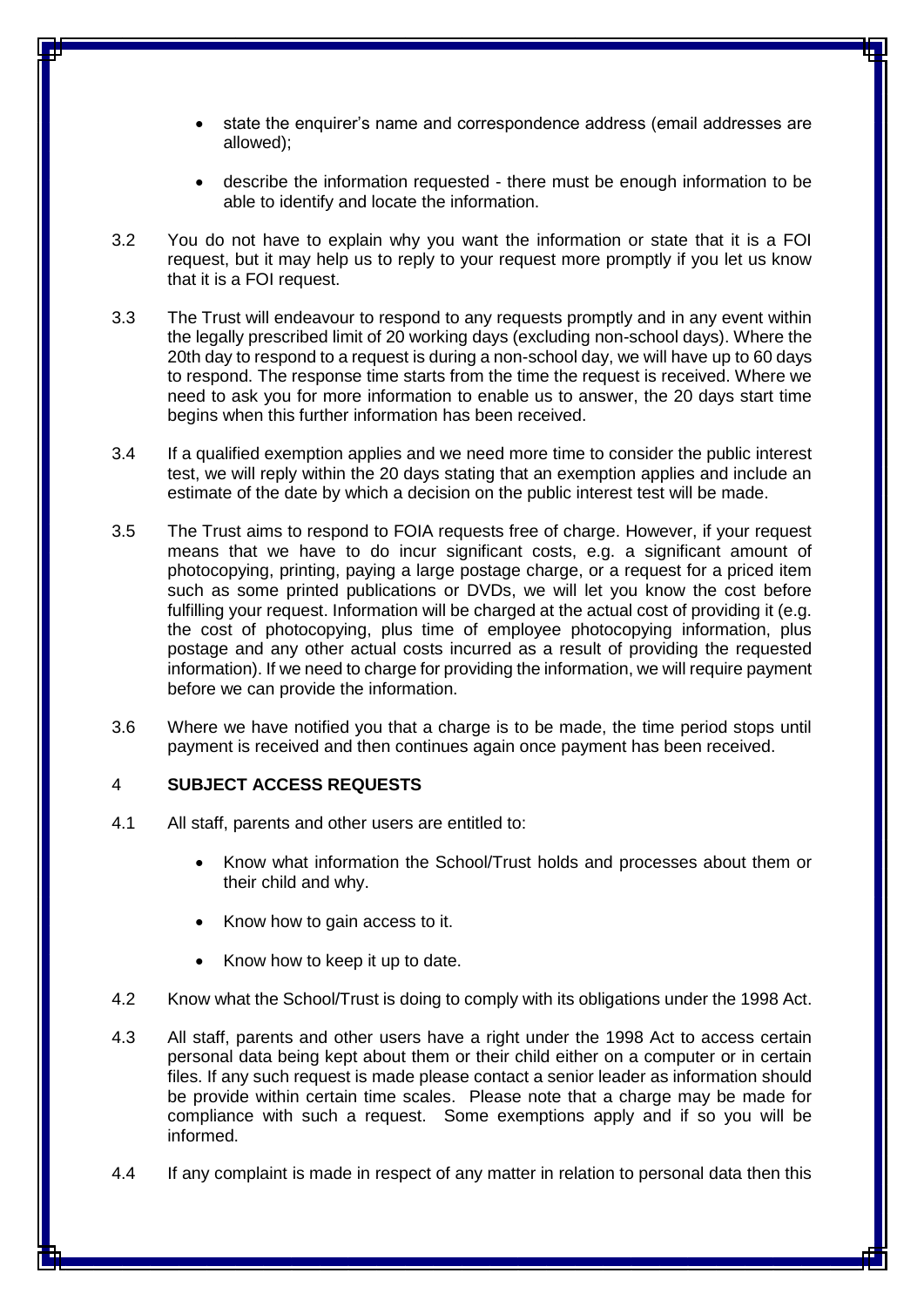- state the enquirer's name and correspondence address (email addresses are allowed);
- describe the information requested - there must be enough information to be able to identify and locate the information.

3.2 You do not have to explain why you want the information or state that it is a FOI request, but it may help us to reply to your request more promptly if you let us know that it is a FOI request.

3.3 The Trust will endeavour to respond to any requests promptly and in any event within the legally prescribed limit of 20 working days (excluding non-school days). Where the 20th day to respond to a request is during a non-school day, we will have up to 60 days to respond. The response time starts from the time the request is received. Where we need to ask you for more information to enable us to answer, the 20 days start time begins when this further information has been received.

3.4 If a qualified exemption applies and we need more time to consider the public interest test, we will reply within the 20 days stating that an exemption applies and include an estimate of the date by which a decision on the public interest test will be made.

3.5 The Trust aims to respond to FOIA requests free of charge. However, if your request means that we have to do incur significant costs, e.g. a significant amount of photocopying, printing, paying a large postage charge, or a request for a priced item such as some printed publications or DVDs, we will let you know the cost before fulfilling your request. Information will be charged at the actual cost of providing it (e.g. the cost of photocopying, plus time of employee photocopying information, plus postage and any other actual costs incurred as a result of providing the requested information). If we need to charge for providing the information, we will require payment before we can provide the information.

3.6 Where we have notified you that a charge is to be made, the time period stops until payment is received and then continues again once payment has been received.

## 4 SUBJECT ACCESS REQUESTS

4.1 All staff, parents and other users are entitled to:

- Know what information the School/Trust holds and processes about them or their child and why.
- Know how to gain access to it.
- Know how to keep it up to date.

4.2 Know what the School/Trust is doing to comply with its obligations under the 1998 Act.

4.3 All staff, parents and other users have a right under the 1998 Act to access certain personal data being kept about them or their child either on a computer or in certain files. If any such request is made please contact a senior leader as information should be provide within certain time scales. Please note that a charge may be made for compliance with such a request. Some exemptions apply and if so you will be informed.

4.4 If any complaint is made in respect of any matter in relation to personal data then this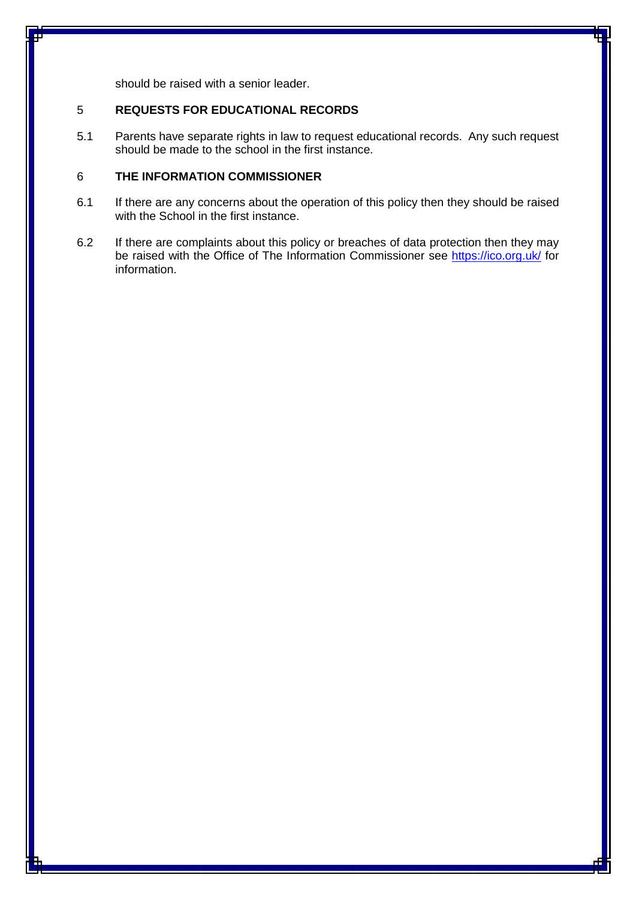should be raised with a senior leader.

## 5 REQUESTS FOR EDUCATIONAL RECORDS

5.1 Parents have separate rights in law to request educational records. Any such request should be made to the school in the first instance.

## 6 THE INFORMATION COMMISSIONER

6.1 If there are any concerns about the operation of this policy then they should be raised with the School in the first instance.

6.2 If there are complaints about this policy or breaches of data protection then they may be raised with the Office of The Information Commissioner see https://ico.org.uk/ for information.